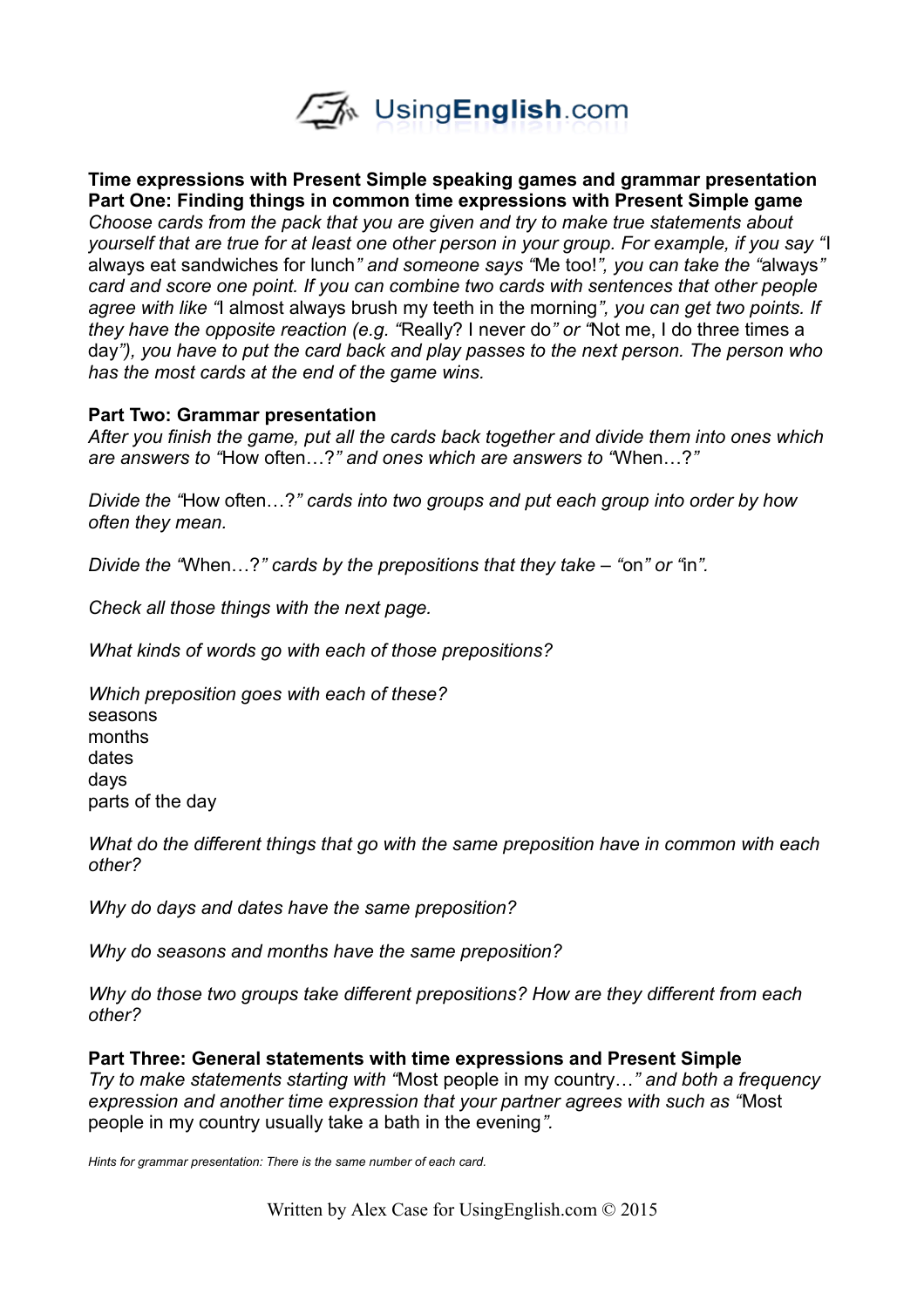UsingEnglish.com

**Time expressions with Present Simple speaking games and grammar presentation**
**Part One: Finding things in common time expressions with Present Simple game**
*Choose cards from the pack that you are given and try to make true statements about yourself that are true for at least one other person in your group. For example, if you say "*I always eat sandwiches for lunch*" and someone says "*Me too!*", you can take the "*always*" card and score one point. If you can combine two cards with sentences that other people agree with like "*I almost always brush my teeth in the morning*", you can get two points. If they have the opposite reaction (e.g. "*Really? I never do*" or "*Not me, I do three times a day*"), you have to put the card back and play passes to the next person. The person who has the most cards at the end of the game wins.*

**Part Two: Grammar presentation**
*After you finish the game, put all the cards back together and divide them into ones which are answers to "*How often…?*" and ones which are answers to "*When…?*"*

*Divide the "*How often…?*" cards into two groups and put each group into order by how often they mean.*

*Divide the "*When…?*" cards by the prepositions that they take – "*on*" or "*in*".*

*Check all those things with the next page.*

*What kinds of words go with each of those prepositions?*

*Which preposition goes with each of these?*
seasons
months
dates
days
parts of the day

*What do the different things that go with the same preposition have in common with each other?*

*Why do days and dates have the same preposition?*

*Why do seasons and months have the same preposition?*

*Why do those two groups take different prepositions? How are they different from each other?*

**Part Three: General statements with time expressions and Present Simple**
*Try to make statements starting with "*Most people in my country…*" and both a frequency expression and another time expression that your partner agrees with such as "*Most people in my country usually take a bath in the evening*".*

*Hints for grammar presentation: There is the same number of each card.*

Written by Alex Case for UsingEnglish.com © 2015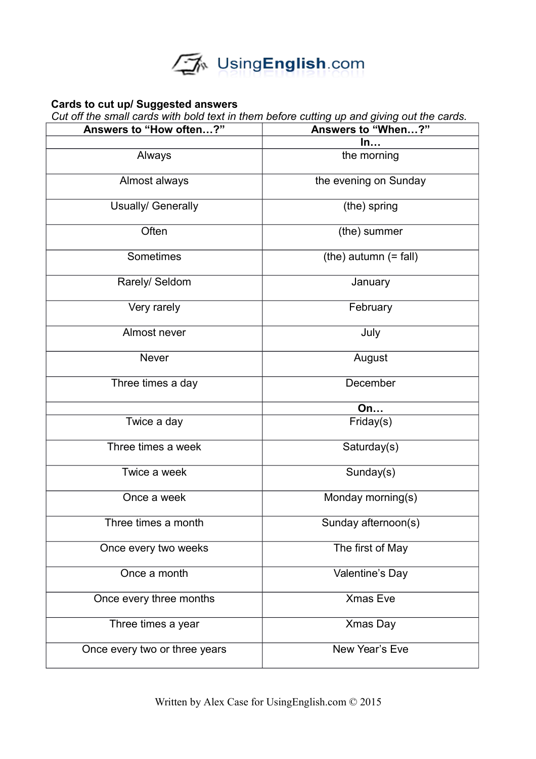**Cards to cut up/ Suggested answers**

*Cut off the small cards with bold text in them before cutting up and giving out the cards.*

| **Answers to "How often…?"** | **Answers to "When…?"** |
|---|---|
| | **In…** |
| Always | the morning |
| Almost always | the evening on Sunday |
| Usually/ Generally | (the) spring |
| Often | (the) summer |
| Sometimes | (the) autumn (= fall) |
| Rarely/ Seldom | January |
| Very rarely | February |
| Almost never | July |
| Never | August |
| Three times a day | December |
| | **On…** |
| Twice a day | Friday(s) |
| Three times a week | Saturday(s) |
| Twice a week | Sunday(s) |
| Once a week | Monday morning(s) |
| Three times a month | Sunday afternoon(s) |
| Once every two weeks | The first of May |
| Once a month | Valentine's Day |
| Once every three months | Xmas Eve |
| Three times a year | Xmas Day |
| Once every two or three years | New Year's Eve |

Written by Alex Case for UsingEnglish.com © 2015